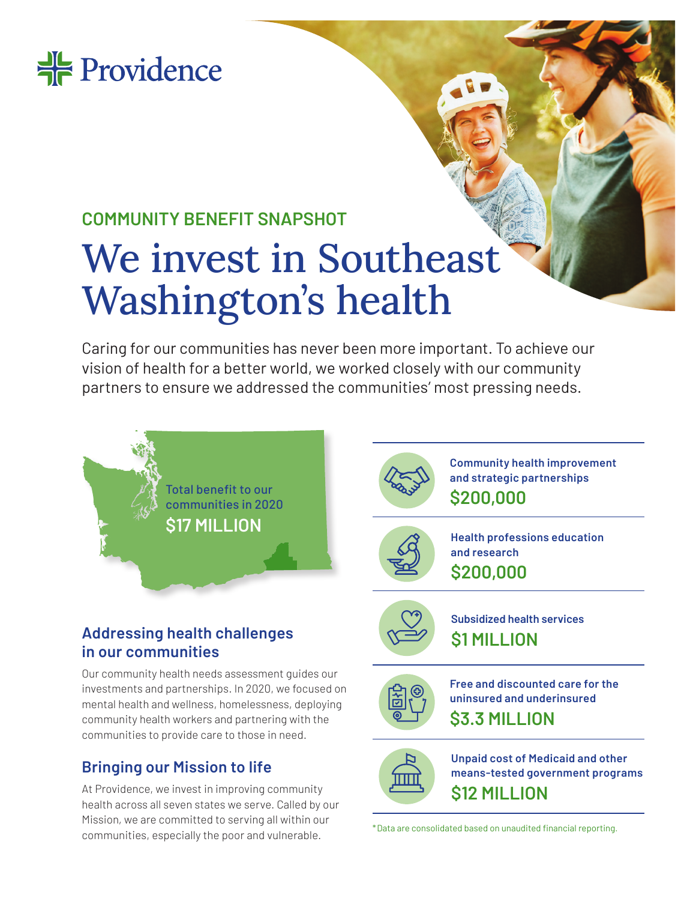Providence

## COMMUNITY BENEFIT SNAPSHOT

# We invest in Southeast Washington's health

Caring for our communities has never been more important. To achieve our vision of health for a better world, we worked closely with our community partners to ensure we addressed the communities' most pressing needs.

Total benefit to our communities in 2020

**$17 MILLION**

## Addressing health challenges in our communities

Our community health needs assessment guides our investments and partnerships. In 2020, we focused on mental health and wellness, homelessness, deploying community health workers and partnering with the communities to provide care to those in need.

## Bringing our Mission to life

At Providence, we invest in improving community health across all seven states we serve. Called by our Mission, we are committed to serving all within our communities, especially the poor and vulnerable.

**Community health improvement and strategic partnerships**
**$200,000**

**Health professions education and research**
**$200,000**

**Subsidized health services**
**$1 MILLION**

**Free and discounted care for the uninsured and underinsured**
**$3.3 MILLION**

**Unpaid cost of Medicaid and other means-tested government programs**
**$12 MILLION**

*Data are consolidated based on unaudited financial reporting.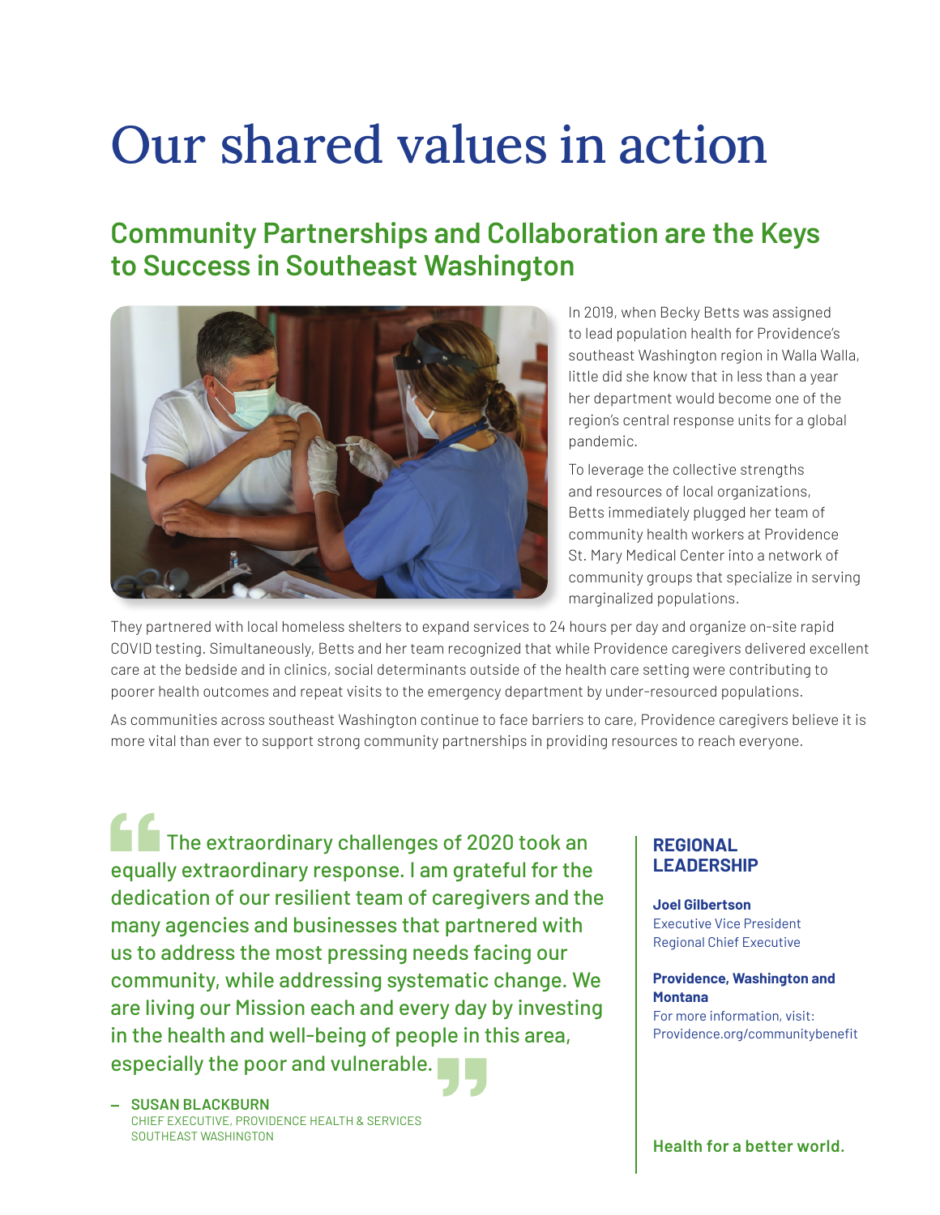# Our shared values in action

## Community Partnerships and Collaboration are the Keys to Success in Southeast Washington

In 2019, when Becky Betts was assigned to lead population health for Providence's southeast Washington region in Walla Walla, little did she know that in less than a year her department would become one of the region's central response units for a global pandemic.

To leverage the collective strengths and resources of local organizations, Betts immediately plugged her team of community health workers at Providence St. Mary Medical Center into a network of community groups that specialize in serving marginalized populations.

They partnered with local homeless shelters to expand services to 24 hours per day and organize on-site rapid COVID testing. Simultaneously, Betts and her team recognized that while Providence caregivers delivered excellent care at the bedside and in clinics, social determinants outside of the health care setting were contributing to poorer health outcomes and repeat visits to the emergency department by under-resourced populations.

As communities across southeast Washington continue to face barriers to care, Providence caregivers believe it is more vital than ever to support strong community partnerships in providing resources to reach everyone.

> "The extraordinary challenges of 2020 took an equally extraordinary response. I am grateful for the dedication of our resilient team of caregivers and the many agencies and businesses that partnered with us to address the most pressing needs facing our community, while addressing systematic change. We are living our Mission each and every day by investing in the health and well-being of people in this area, especially the poor and vulnerable."
>
> – **SUSAN BLACKBURN**
> CHIEF EXECUTIVE, PROVIDENCE HEALTH & SERVICES SOUTHEAST WASHINGTON

### REGIONAL LEADERSHIP

**Joel Gilbertson**
Executive Vice President
Regional Chief Executive

**Providence, Washington and Montana**
For more information, visit:
Providence.org/communitybenefit

**Health for a better world.**